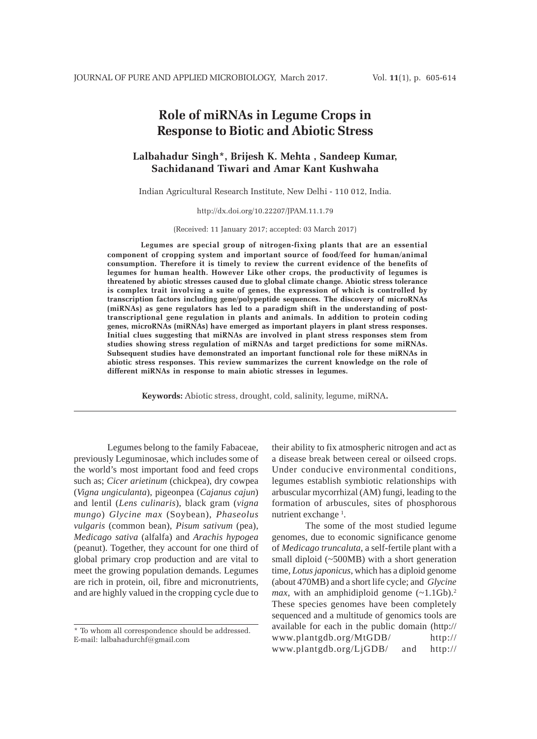# Role of miRNAs in Legume Crops in Response to Biotic and Abiotic Stress

**Lalbahadur Singh*, Brijesh K. Mehta , Sandeep Kumar, Sachidanand Tiwari and Amar Kant Kushwaha**

Indian Agricultural Research Institute, New Delhi - 110 012, India.

http://dx.doi.org/10.22207/JPAM.11.1.79

(Received: 11 January 2017; accepted: 03 March 2017)

**Legumes are special group of nitrogen-fixing plants that are an essential component of cropping system and important source of food/feed for human/animal consumption. Therefore it is timely to review the current evidence of the benefits of legumes for human health. However Like other crops, the productivity of legumes is threatened by abiotic stresses caused due to global climate change. Abiotic stress tolerance is complex trait involving a suite of genes, the expression of which is controlled by transcription factors including gene/polypeptide sequences. The discovery of microRNAs (miRNAs) as gene regulators has led to a paradigm shift in the understanding of post-transcriptional gene regulation in plants and animals. In addition to protein coding genes, microRNAs (miRNAs) have emerged as important players in plant stress responses. Initial clues suggesting that miRNAs are involved in plant stress responses stem from studies showing stress regulation of miRNAs and target predictions for some miRNAs. Subsequent studies have demonstrated an important functional role for these miRNAs in abiotic stress responses. This review summarizes the current knowledge on the role of different miRNAs in response to main abiotic stresses in legumes.**

**Keywords:** Abiotic stress, drought, cold, salinity, legume, miRNA**.**

Legumes belong to the family Fabaceae, previously Leguminosae, which includes some of the world's most important food and feed crops such as; *Cicer arietinum* (chickpea), dry cowpea (*Vigna ungiculanta*), pigeonpea (*Cajanus cajun*) and lentil (*Lens culinaris*), black gram (*vigna mungo*) *Glycine max* (Soybean), *Phaseolus vulgaris* (common bean), *Pisum sativum* (pea), *Medicago sativa* (alfalfa) and *Arachis hypogea* (peanut). Together, they account for one third of global primary crop production and are vital to meet the growing population demands. Legumes are rich in protein, oil, fibre and micronutrients, and are highly valued in the cropping cycle due to their ability to fix atmospheric nitrogen and act as a disease break between cereal or oilseed crops. Under conducive environmental conditions, legumes establish symbiotic relationships with arbuscular mycorrhizal (AM) fungi, leading to the formation of arbuscules, sites of phosphorous nutrient exchange [1].

The some of the most studied legume genomes, due to economic significance genome of *Medicago truncaluta*, a self-fertile plant with a small diploid (~500MB) with a short generation time, *Lotus japonicus*, which has a diploid genome (about 470MB) and a short life cycle; and *Glycine max*, with an amphidiploid genome (~1.1Gb).[2] These species genomes have been completely sequenced and a multitude of genomics tools are available for each in the public domain (http://www.plantgdb.org/MtGDB/ http://www.plantgdb.org/LjGDB/ and http://

* To whom all correspondence should be addressed.
E-mail: lalbahadurchf@gmail.com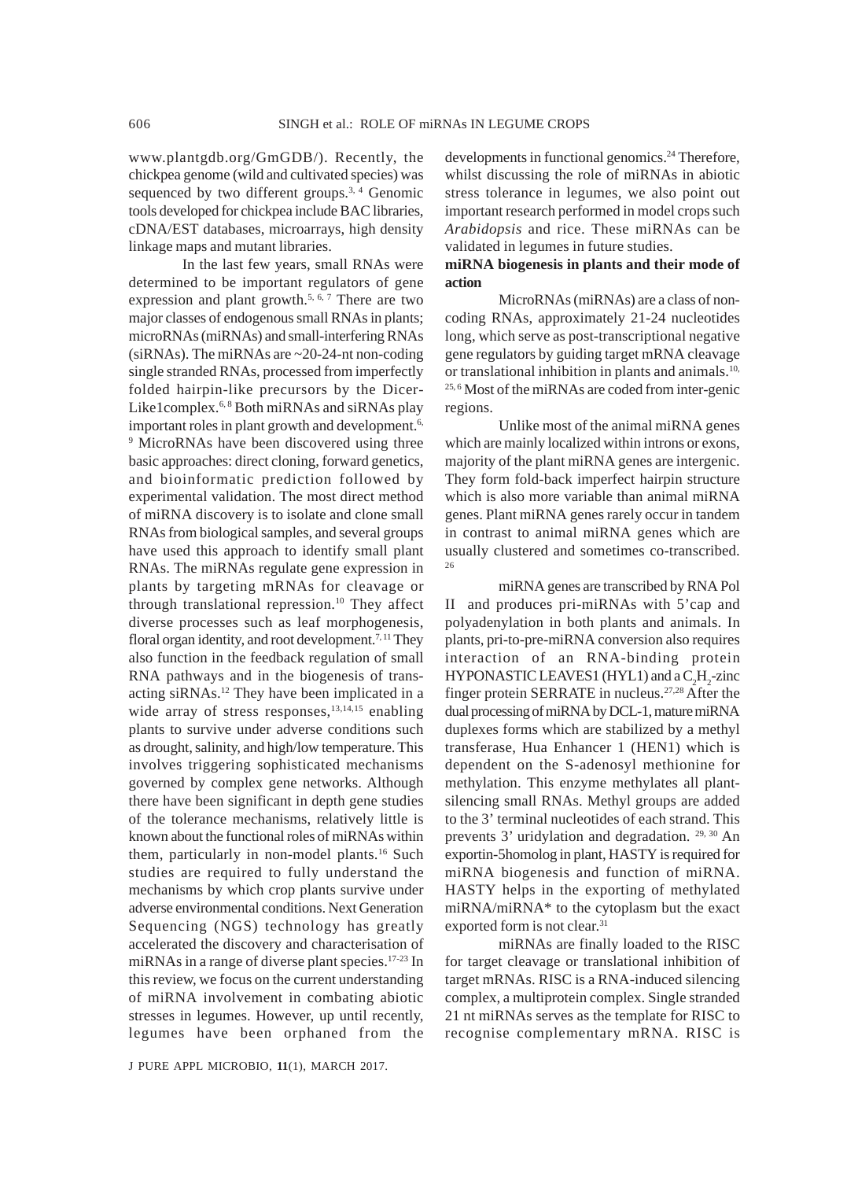www.plantgdb.org/GmGDB/). Recently, the chickpea genome (wild and cultivated species) was sequenced by two different groups.[3, 4] Genomic tools developed for chickpea include BAC libraries, cDNA/EST databases, microarrays, high density linkage maps and mutant libraries.

In the last few years, small RNAs were determined to be important regulators of gene expression and plant growth.[5, 6, 7] There are two major classes of endogenous small RNAs in plants; microRNAs (miRNAs) and small-interfering RNAs (siRNAs). The miRNAs are ~20-24-nt non-coding single stranded RNAs, processed from imperfectly folded hairpin-like precursors by the Dicer-Like1complex.[6, 8] Both miRNAs and siRNAs play important roles in plant growth and development.[6, 9] MicroRNAs have been discovered using three basic approaches: direct cloning, forward genetics, and bioinformatic prediction followed by experimental validation. The most direct method of miRNA discovery is to isolate and clone small RNAs from biological samples, and several groups have used this approach to identify small plant RNAs. The miRNAs regulate gene expression in plants by targeting mRNAs for cleavage or through translational repression.[10] They affect diverse processes such as leaf morphogenesis, floral organ identity, and root development.[7, 11] They also function in the feedback regulation of small RNA pathways and in the biogenesis of trans-acting siRNAs.[12] They have been implicated in a wide array of stress responses,[13,14,15] enabling plants to survive under adverse conditions such as drought, salinity, and high/low temperature. This involves triggering sophisticated mechanisms governed by complex gene networks. Although there have been significant in depth gene studies of the tolerance mechanisms, relatively little is known about the functional roles of miRNAs within them, particularly in non-model plants.[16] Such studies are required to fully understand the mechanisms by which crop plants survive under adverse environmental conditions. Next Generation Sequencing (NGS) technology has greatly accelerated the discovery and characterisation of miRNAs in a range of diverse plant species.[17-23] In this review, we focus on the current understanding of miRNA involvement in combating abiotic stresses in legumes. However, up until recently, legumes have been orphaned from the developments in functional genomics.[24] Therefore, whilst discussing the role of miRNAs in abiotic stress tolerance in legumes, we also point out important research performed in model crops such *Arabidopsis* and rice. These miRNAs can be validated in legumes in future studies.

**miRNA biogenesis in plants and their mode of action**

MicroRNAs (miRNAs) are a class of non-coding RNAs, approximately 21-24 nucleotides long, which serve as post-transcriptional negative gene regulators by guiding target mRNA cleavage or translational inhibition in plants and animals.[10, 25, 6] Most of the miRNAs are coded from inter-genic regions.

Unlike most of the animal miRNA genes which are mainly localized within introns or exons, majority of the plant miRNA genes are intergenic. They form fold-back imperfect hairpin structure which is also more variable than animal miRNA genes. Plant miRNA genes rarely occur in tandem in contrast to animal miRNA genes which are usually clustered and sometimes co-transcribed.[26]

miRNA genes are transcribed by RNA Pol II and produces pri-miRNAs with 5'cap and polyadenylation in both plants and animals. In plants, pri-to-pre-miRNA conversion also requires interaction of an RNA-binding protein HYPONASTIC LEAVES1 (HYL1) and a $C_2H_2$-zinc finger protein SERRATE in nucleus.[27,28] After the dual processing of miRNA by DCL-1, mature miRNA duplexes forms which are stabilized by a methyl transferase, Hua Enhancer 1 (HEN1) which is dependent on the S-adenosyl methionine for methylation. This enzyme methylates all plant-silencing small RNAs. Methyl groups are added to the 3' terminal nucleotides of each strand. This prevents 3' uridylation and degradation. [29, 30] An exportin-5homolog in plant, HASTY is required for miRNA biogenesis and function of miRNA. HASTY helps in the exporting of methylated miRNA/miRNA* to the cytoplasm but the exact exported form is not clear.[31]

miRNAs are finally loaded to the RISC for target cleavage or translational inhibition of target mRNAs. RISC is a RNA-induced silencing complex, a multiprotein complex. Single stranded 21 nt miRNAs serves as the template for RISC to recognise complementary mRNA. RISC is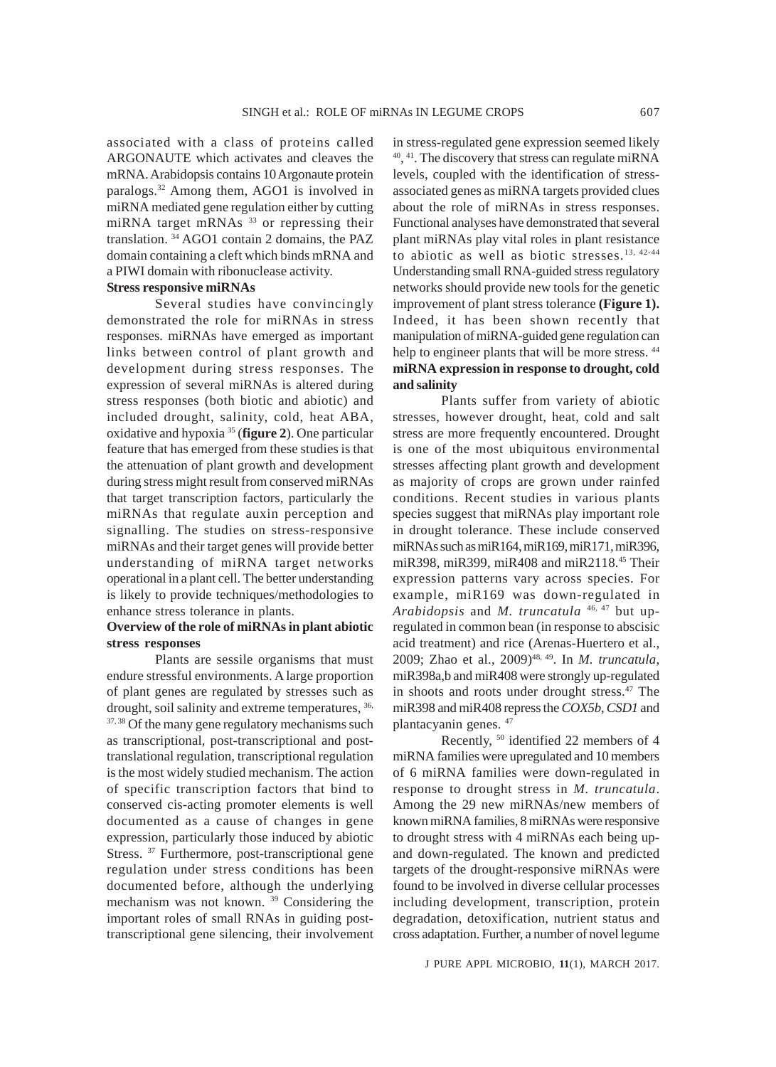associated with a class of proteins called ARGONAUTE which activates and cleaves the mRNA. Arabidopsis contains 10 Argonaute protein paralogs.[32] Among them, AGO1 is involved in miRNA mediated gene regulation either by cutting miRNA target mRNAs [33] or repressing their translation. [34] AGO1 contain 2 domains, the PAZ domain containing a cleft which binds mRNA and a PIWI domain with ribonuclease activity.

**Stress responsive miRNAs**

Several studies have convincingly demonstrated the role for miRNAs in stress responses. miRNAs have emerged as important links between control of plant growth and development during stress responses. The expression of several miRNAs is altered during stress responses (both biotic and abiotic) and included drought, salinity, cold, heat ABA, oxidative and hypoxia [35] (**figure 2**). One particular feature that has emerged from these studies is that the attenuation of plant growth and development during stress might result from conserved miRNAs that target transcription factors, particularly the miRNAs that regulate auxin perception and signalling. The studies on stress-responsive miRNAs and their target genes will provide better understanding of miRNA target networks operational in a plant cell. The better understanding is likely to provide techniques/methodologies to enhance stress tolerance in plants.

**Overview of the role of miRNAs in plant abiotic stress responses**

Plants are sessile organisms that must endure stressful environments. A large proportion of plant genes are regulated by stresses such as drought, soil salinity and extreme temperatures, [36, 37, 38] Of the many gene regulatory mechanisms such as transcriptional, post-transcriptional and post-translational regulation, transcriptional regulation is the most widely studied mechanism. The action of specific transcription factors that bind to conserved cis-acting promoter elements is well documented as a cause of changes in gene expression, particularly those induced by abiotic Stress. [37] Furthermore, post-transcriptional gene regulation under stress conditions has been documented before, although the underlying mechanism was not known. [39] Considering the important roles of small RNAs in guiding post-transcriptional gene silencing, their involvement in stress-regulated gene expression seemed likely [40], [41]. The discovery that stress can regulate miRNA levels, coupled with the identification of stress-associated genes as miRNA targets provided clues about the role of miRNAs in stress responses. Functional analyses have demonstrated that several plant miRNAs play vital roles in plant resistance to abiotic as well as biotic stresses.[13, 42-44] Understanding small RNA-guided stress regulatory networks should provide new tools for the genetic improvement of plant stress tolerance **(Figure 1).** Indeed, it has been shown recently that manipulation of miRNA-guided gene regulation can help to engineer plants that will be more stress. [44]

**miRNA expression in response to drought, cold and salinity**

Plants suffer from variety of abiotic stresses, however drought, heat, cold and salt stress are more frequently encountered. Drought is one of the most ubiquitous environmental stresses affecting plant growth and development as majority of crops are grown under rainfed conditions. Recent studies in various plants species suggest that miRNAs play important role in drought tolerance. These include conserved miRNAs such as miR164, miR169, miR171, miR396, miR398, miR399, miR408 and miR2118.[45] Their expression patterns vary across species. For example, miR169 was down-regulated in *Arabidopsis* and *M. truncatula* [46, 47] but up-regulated in common bean (in response to abscisic acid treatment) and rice (Arenas-Huertero et al., 2009; Zhao et al., 2009)[48, 49]. In *M. truncatula*, miR398a,b and miR408 were strongly up-regulated in shoots and roots under drought stress.[47] The miR398 and miR408 repress the *COX5b*, *CSD1* and plantacyanin genes. [47]

Recently, [50] identified 22 members of 4 miRNA families were upregulated and 10 members of 6 miRNA families were down-regulated in response to drought stress in *M. truncatula*. Among the 29 new miRNAs/new members of known miRNA families, 8 miRNAs were responsive to drought stress with 4 miRNAs each being up- and down-regulated. The known and predicted targets of the drought-responsive miRNAs were found to be involved in diverse cellular processes including development, transcription, protein degradation, detoxification, nutrient status and cross adaptation. Further, a number of novel legume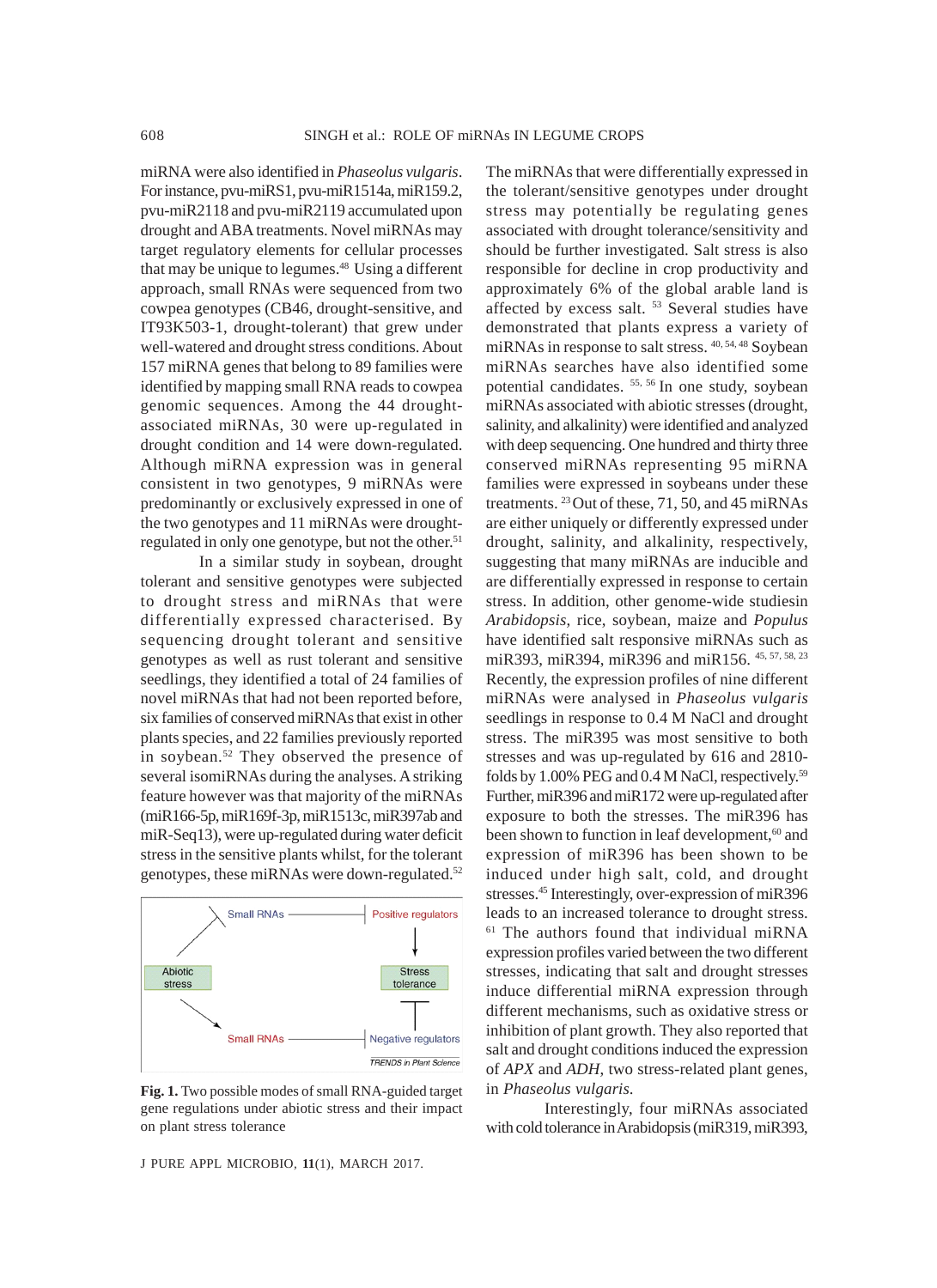miRNA were also identified in *Phaseolus vulgaris*. For instance, pvu-miRS1, pvu-miR1514a, miR159.2, pvu-miR2118 and pvu-miR2119 accumulated upon drought and ABA treatments. Novel miRNAs may target regulatory elements for cellular processes that may be unique to legumes.[48] Using a different approach, small RNAs were sequenced from two cowpea genotypes (CB46, drought-sensitive, and IT93K503-1, drought-tolerant) that grew under well-watered and drought stress conditions. About 157 miRNA genes that belong to 89 families were identified by mapping small RNA reads to cowpea genomic sequences. Among the 44 drought-associated miRNAs, 30 were up-regulated in drought condition and 14 were down-regulated. Although miRNA expression was in general consistent in two genotypes, 9 miRNAs were predominantly or exclusively expressed in one of the two genotypes and 11 miRNAs were drought-regulated in only one genotype, but not the other.[51]

In a similar study in soybean, drought tolerant and sensitive genotypes were subjected to drought stress and miRNAs that were differentially expressed characterised. By sequencing drought tolerant and sensitive genotypes as well as rust tolerant and sensitive seedlings, they identified a total of 24 families of novel miRNAs that had not been reported before, six families of conserved miRNAs that exist in other plants species, and 22 families previously reported in soybean.[52] They observed the presence of several isomiRNAs during the analyses. A striking feature however was that majority of the miRNAs (miR166-5p, miR169f-3p, miR1513c, miR397ab and miR-Seq13), were up-regulated during water deficit stress in the sensitive plants whilst, for the tolerant genotypes, these miRNAs were down-regulated.[52]

Fig. 1. Two possible modes of small RNA-guided target gene regulations under abiotic stress and their impact on plant stress tolerance

The miRNAs that were differentially expressed in the tolerant/sensitive genotypes under drought stress may potentially be regulating genes associated with drought tolerance/sensitivity and should be further investigated. Salt stress is also responsible for decline in crop productivity and approximately 6% of the global arable land is affected by excess salt.[53] Several studies have demonstrated that plants express a variety of miRNAs in response to salt stress.[40, 54, 48] Soybean miRNAs searches have also identified some potential candidates.[55, 56] In one study, soybean miRNAs associated with abiotic stresses (drought, salinity, and alkalinity) were identified and analyzed with deep sequencing. One hundred and thirty three conserved miRNAs representing 95 miRNA families were expressed in soybeans under these treatments.[23] Out of these, 71, 50, and 45 miRNAs are either uniquely or differently expressed under drought, salinity, and alkalinity, respectively, suggesting that many miRNAs are inducible and are differentially expressed in response to certain stress. In addition, other genome-wide studiesin *Arabidopsis*, rice, soybean, maize and *Populus* have identified salt responsive miRNAs such as miR393, miR394, miR396 and miR156.[45, 57, 58, 23] Recently, the expression profiles of nine different miRNAs were analysed in *Phaseolus vulgaris* seedlings in response to 0.4 M NaCl and drought stress. The miR395 was most sensitive to both stresses and was up-regulated by 616 and 2810-folds by 1.00% PEG and 0.4 M NaCl, respectively.[59] Further, miR396 and miR172 were up-regulated after exposure to both the stresses. The miR396 has been shown to function in leaf development,[60] and expression of miR396 has been shown to be induced under high salt, cold, and drought stresses.[45] Interestingly, over-expression of miR396 leads to an increased tolerance to drought stress.[61] The authors found that individual miRNA expression profiles varied between the two different stresses, indicating that salt and drought stresses induce differential miRNA expression through different mechanisms, such as oxidative stress or inhibition of plant growth. They also reported that salt and drought conditions induced the expression of *APX* and *ADH*, two stress-related plant genes, in *Phaseolus vulgaris.*

Interestingly, four miRNAs associated with cold tolerance in Arabidopsis (miR319, miR393,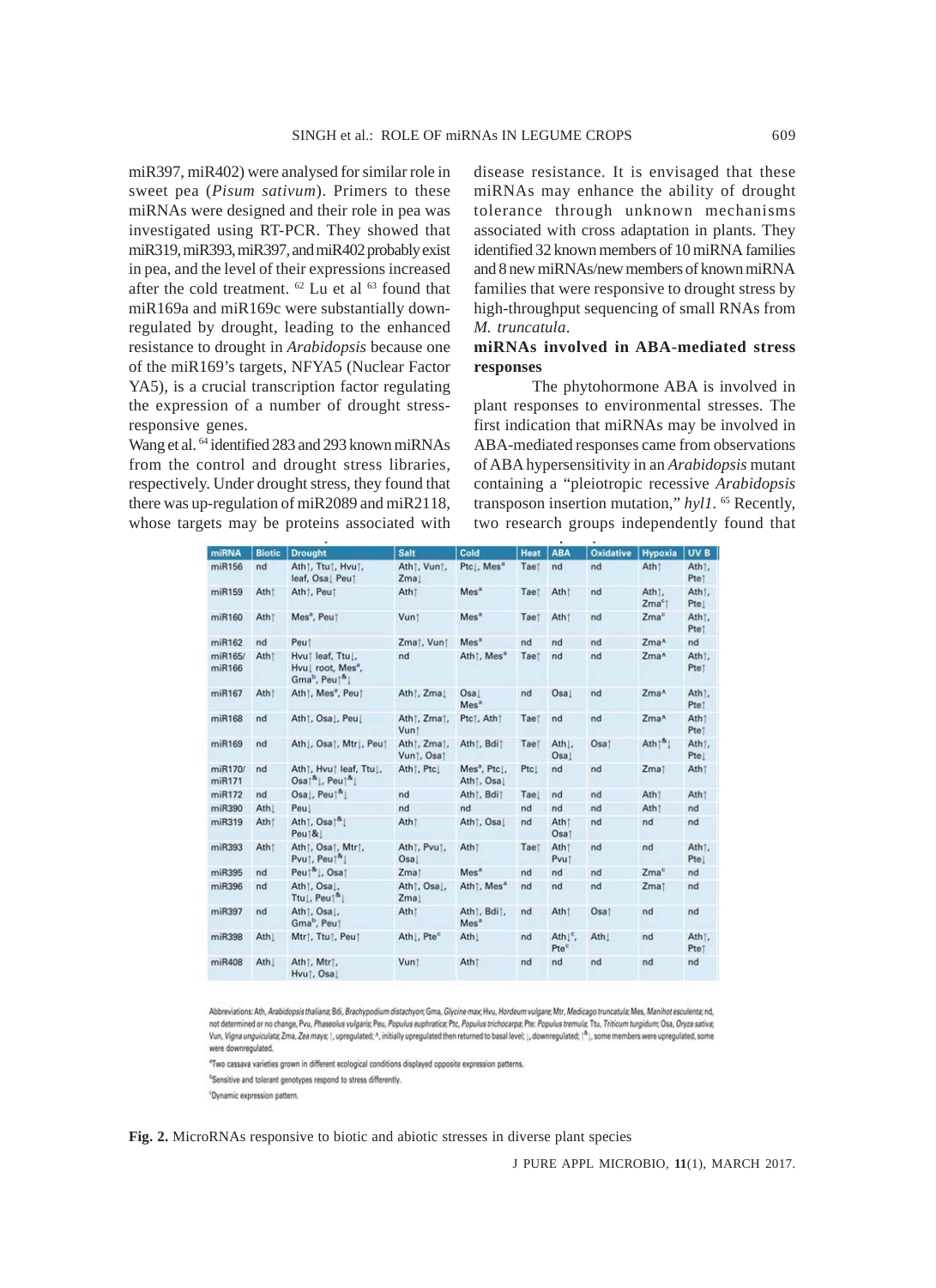miR397, miR402) were analysed for similar role in sweet pea (*Pisum sativum*). Primers to these miRNAs were designed and their role in pea was investigated using RT-PCR. They showed that miR319, miR393, miR397, and miR402 probably exist in pea, and the level of their expressions increased after the cold treatment. [62] Lu et al [63] found that miR169a and miR169c were substantially down-regulated by drought, leading to the enhanced resistance to drought in *Arabidopsis* because one of the miR169's targets, NFYA5 (Nuclear Factor YA5), is a crucial transcription factor regulating the expression of a number of drought stress-responsive genes.

Wang et al. [64] identified 283 and 293 known miRNAs from the control and drought stress libraries, respectively. Under drought stress, they found that there was up-regulation of miR2089 and miR2118, whose targets may be proteins associated with disease resistance. It is envisaged that these miRNAs may enhance the ability of drought tolerance through unknown mechanisms associated with cross adaptation in plants. They identified 32 known members of 10 miRNA families and 8 new miRNAs/new members of known miRNA families that were responsive to drought stress by high-throughput sequencing of small RNAs from *M. truncatula*.

**miRNAs involved in ABA-mediated stress responses**

The phytohormone ABA is involved in plant responses to environmental stresses. The first indication that miRNAs may be involved in ABA-mediated responses came from observations of ABA hypersensitivity in an *Arabidopsis* mutant containing a "pleiotropic recessive *Arabidopsis* transposon insertion mutation," *hyl1*. [65] Recently, two research groups independently found that

| miRNA | Biotic | Drought | Salt | Cold | Heat | ABA | Oxidative | Hypoxia | UV B |
|---|---|---|---|---|---|---|---|---|---|
| miR156 | nd | Ath↑, Ttu↑, Hvu↑, leaf, Osa↓ Peu↑ | Ath↑, Vun↑, Zma↓ | Ptc↓, Mes[a] | Tae↑ | nd | nd | Ath↑ | Ath↑, Pte↑ |
| miR159 | Ath↑ | Ath↑, Peu↑ | Ath↑ | Mes[a] | Tae↑ | Ath↑ | nd | Ath↑, Zma[c]↑ | Ath↑, Pte↓ |
| miR160 | Ath↑ | Mes[a], Peu↑ | Vun↑ | Mes[a] | Tae↑ | Ath↑ | nd | Zma[c] | Ath↑, Pte↑ |
| miR162 | nd | Peu↑ | Zma↑, Vun↑ | Mes[a] | nd | nd | nd | Zma^ | nd |
| miR165/ miR166 | Ath↑ | Hvu↑ leaf, Ttu↓, Hvu↓ root, Mes[a], Gma[b], Peu↑[&]↓ | nd | Ath↑, Mes[a] | Tae↑ | nd | nd | Zma^ | Ath↑, Pte↑ |
| miR167 | Ath↑ | Ath↑, Mes[a], Peu↑ | Ath↑, Zma↓ | Osa↓ Mes[a] | nd | Osa↓ | nd | Zma^ | Ath↑, Pte↑ |
| miR168 | nd | Ath↑, Osa↓, Peu↓ | Ath↑, Zma↑, Vun↑ | Ptc↑, Ath↑ | Tae↑ | nd | nd | Zma^ | Ath↑ Pte↑ |
| miR169 | nd | Ath↓, Osa↑, Mtr↓, Peu↑ | Ath↑, Zma↑, Vun↑, Osa↑ | Ath↑, Bdi↑ | Tae↑ | Ath↓, Osa↓ | Osa↑ | Ath↑[&]↓ | Ath↑, Pte↓ |
| miR170/ miR171 | nd | Ath↑, Hvu↑ leaf, Ttu↓, Osa↑[&]↓, Peu↑[&]↓ | Ath↑, Ptc↓ | Mes[a], Ptc↓, Ath↑, Osa↓ | Ptc↓ | nd | nd | Zma↑ | Ath↑ |
| miR172 | nd | Osa↓, Peu↑[&]↓ | nd | Ath↑, Bdi↑ | Tae↓ | nd | nd | Ath↑ | Ath↑ |
| miR390 | Ath↓ | Peu↓ | nd | nd | nd | nd | nd | Ath↑ | nd |
| miR319 | Ath↑ | Ath↑, Osa↑[&]↓ Peu↑&↓ | Ath↑ | Ath↑, Osa↓ | nd | Ath↑ Osa↑ | nd | nd | nd |
| miR393 | Ath↑ | Ath↑, Osa↑, Mtr↑, Pvu↑, Peu↑[&]↓ | Ath↑, Pvu↑, Osa↓ | Ath↑ | Tae↑ | Ath↑ Pvu↑ | nd | nd | Ath↑, Pte↓ |
| miR395 | nd | Peu↑[&]↓, Osa↑ | Zma↑ | Mes[a] | nd | nd | nd | Zma[c] | nd |
| miR396 | nd | Ath↑, Osa↓, Ttu↓, Peu↑[&]↓ | Ath↑, Osa↓, Zma↓ | Ath↑, Mes[a] | nd | nd | nd | Zma↑ | nd |
| miR397 | nd | Ath↑, Osa↓, Gma[b], Peu↑ | Ath↑ | Ath↑, Bdi↑, Mes[a] | nd | Ath↑ | Osa↑ | nd | nd |
| miR398 | Ath↓ | Mtr↑, Ttu↑, Peu↑ | Ath↓, Pte[c] | Ath↓ | nd | Ath↓[c], Pte[c] | Ath↓ | nd | Ath↑, Pte↑ |
| miR408 | Ath↓ | Ath↑, Mtr↑, Hvu↑, Osa↓ | Vun↑ | Ath↑ | nd | nd | nd | nd | nd |

Abbreviations: Ath, *Arabidopsis thaliana*; Bdi, *Brachypodium distachyon*; Gma, *Glycine max*; Hvu, *Hordeum vulgare*; Mtr, *Medicago truncatula*; Mes, *Manihot esculenta*; nd, not determined or no change, Pvu, *Phaseolus vulgaris*; Peu, *Populus euphratica*; Ptc, *Populus trichocarpa*; Pte: *Populus tremula*; Ttu, *Triticum turgidum*; Osa, *Oryza sativa*; Vun, *Vigna unguiculata*; Zma, *Zea mays*; ↑, upregulated; ^, initially upregulated then returned to basal level; ↓, downregulated; ↑[&]↓, some members were upregulated, some were downregulated.

[a]Two cassava varieties grown in different ecological conditions displayed opposite expression patterns.

[b]Sensitive and tolerant genotypes respond to stress differently.

[c]Dynamic expression pattern.

**Fig. 2.** MicroRNAs responsive to biotic and abiotic stresses in diverse plant species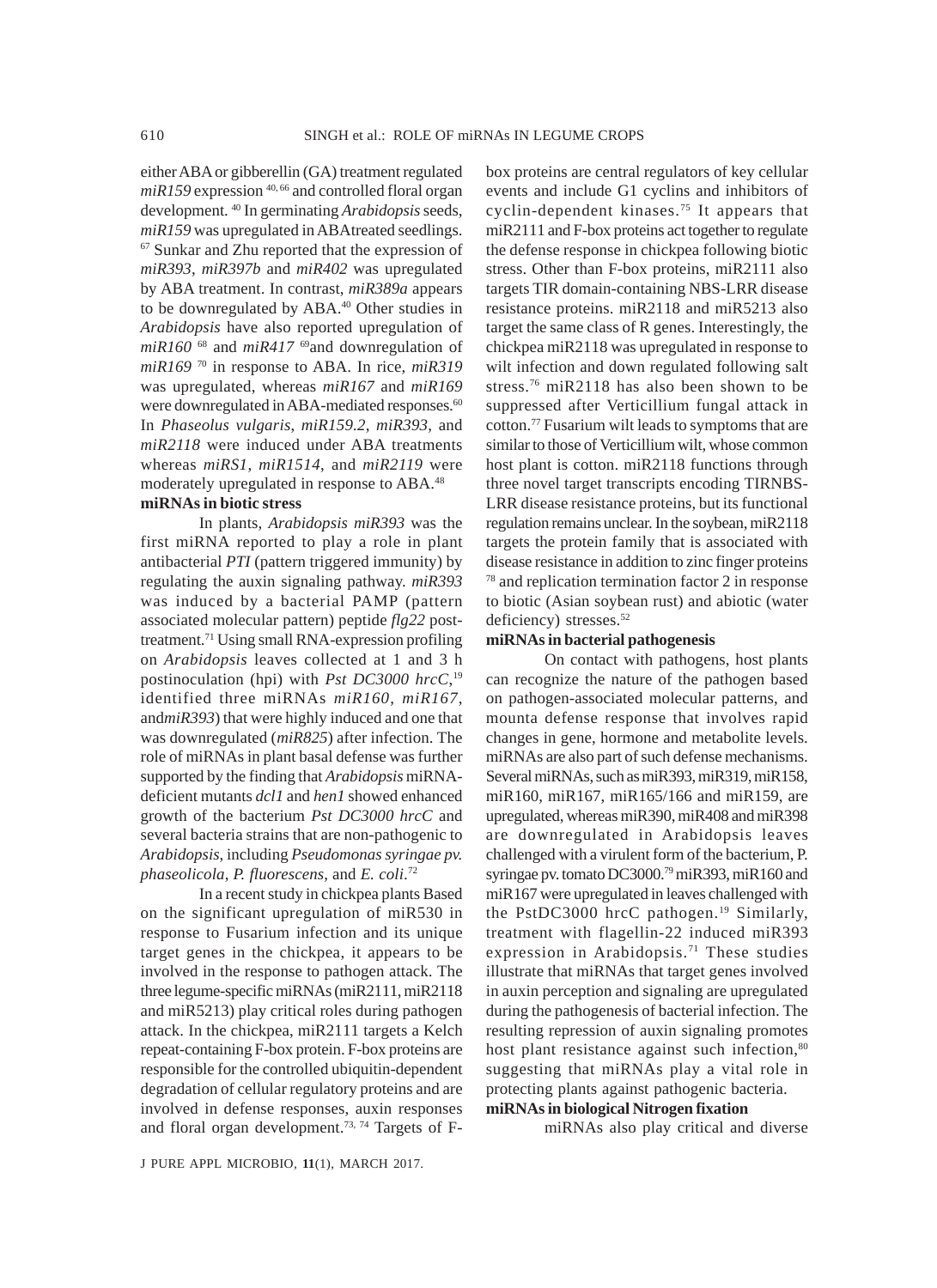either ABA or gibberellin (GA) treatment regulated *miR159* expression[40, 66] and controlled floral organ development.[40] In germinating *Arabidopsis* seeds, *miR159* was upregulated in ABAtreated seedlings.[67] Sunkar and Zhu reported that the expression of *miR393*, *miR397b* and *miR402* was upregulated by ABA treatment. In contrast, *miR389a* appears to be downregulated by ABA.[40] Other studies in *Arabidopsis* have also reported upregulation of *miR160*[68] and *miR417*[69]and downregulation of *miR169*[70] in response to ABA. In rice, *miR319* was upregulated, whereas *miR167* and *miR169* were downregulated in ABA-mediated responses.[60] In *Phaseolus vulgaris*, *miR159.2*, *miR393*, and *miR2118* were induced under ABA treatments whereas *miRS1*, *miR1514*, and *miR2119* were moderately upregulated in response to ABA.[48]

**miRNAs in biotic stress**

In plants, *Arabidopsis miR393* was the first miRNA reported to play a role in plant antibacterial *PTI* (pattern triggered immunity) by regulating the auxin signaling pathway. *miR393* was induced by a bacterial PAMP (pattern associated molecular pattern) peptide *flg22* post-treatment.[71] Using small RNA-expression profiling on *Arabidopsis* leaves collected at 1 and 3 h postinoculation (hpi) with *Pst DC3000 hrcC*,[19] identified three miRNAs *miR160*, *miR167*, and*miR393*) that were highly induced and one that was downregulated (*miR825*) after infection. The role of miRNAs in plant basal defense was further supported by the finding that *Arabidopsis* miRNA-deficient mutants *dcl1* and *hen1* showed enhanced growth of the bacterium *Pst DC3000 hrcC* and several bacteria strains that are non-pathogenic to *Arabidopsis*, including *Pseudomonas syringae pv. phaseolicola*, *P. fluorescens*, and *E. coli*.[72]

In a recent study in chickpea plants Based on the significant upregulation of miR530 in response to Fusarium infection and its unique target genes in the chickpea, it appears to be involved in the response to pathogen attack. The three legume-specific miRNAs (miR2111, miR2118 and miR5213) play critical roles during pathogen attack. In the chickpea, miR2111 targets a Kelch repeat-containing F-box protein. F-box proteins are responsible for the controlled ubiquitin-dependent degradation of cellular regulatory proteins and are involved in defense responses, auxin responses and floral organ development.[73, 74] Targets of F-box proteins are central regulators of key cellular events and include G1 cyclins and inhibitors of cyclin-dependent kinases.[75] It appears that miR2111 and F-box proteins act together to regulate the defense response in chickpea following biotic stress. Other than F-box proteins, miR2111 also targets TIR domain-containing NBS-LRR disease resistance proteins. miR2118 and miR5213 also target the same class of R genes. Interestingly, the chickpea miR2118 was upregulated in response to wilt infection and down regulated following salt stress.[76] miR2118 has also been shown to be suppressed after Verticillium fungal attack in cotton.[77] Fusarium wilt leads to symptoms that are similar to those of Verticillium wilt, whose common host plant is cotton. miR2118 functions through three novel target transcripts encoding TIRNBS-LRR disease resistance proteins, but its functional regulation remains unclear. In the soybean, miR2118 targets the protein family that is associated with disease resistance in addition to zinc finger proteins[78] and replication termination factor 2 in response to biotic (Asian soybean rust) and abiotic (water deficiency) stresses.[52]

**miRNAs in bacterial pathogenesis**

On contact with pathogens, host plants can recognize the nature of the pathogen based on pathogen-associated molecular patterns, and mounta defense response that involves rapid changes in gene, hormone and metabolite levels. miRNAs are also part of such defense mechanisms. Several miRNAs, such as miR393, miR319, miR158, miR160, miR167, miR165/166 and miR159, are upregulated, whereas miR390, miR408 and miR398 are downregulated in Arabidopsis leaves challenged with a virulent form of the bacterium, P. syringae pv. tomato DC3000.[79] miR393, miR160 and miR167 were upregulated in leaves challenged with the PstDC3000 hrcC pathogen.[19] Similarly, treatment with flagellin-22 induced miR393 expression in Arabidopsis.[71] These studies illustrate that miRNAs that target genes involved in auxin perception and signaling are upregulated during the pathogenesis of bacterial infection. The resulting repression of auxin signaling promotes host plant resistance against such infection,[80] suggesting that miRNAs play a vital role in protecting plants against pathogenic bacteria.

**miRNAs in biological Nitrogen fixation**

miRNAs also play critical and diverse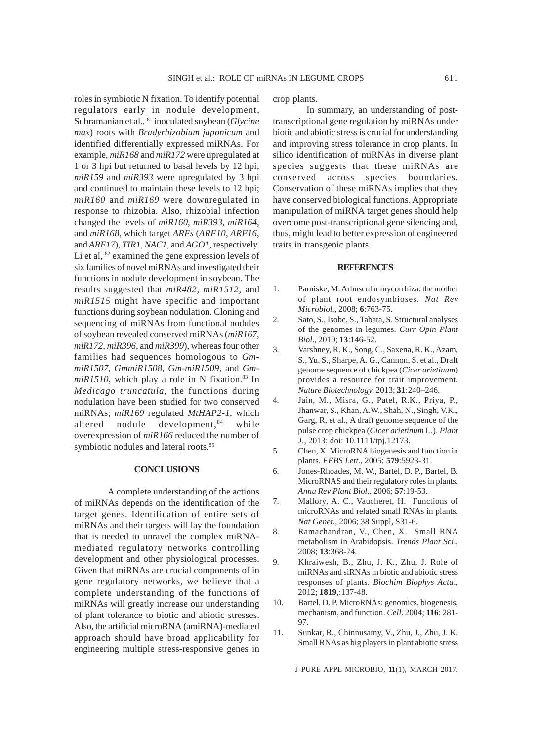roles in symbiotic N fixation. To identify potential regulators early in nodule development, Subramanian et al., [81] inoculated soybean (*Glycine max*) roots with *Bradyrhizobium japonicum* and identified differentially expressed miRNAs. For example, *miR168* and *miR172* were upregulated at 1 or 3 hpi but returned to basal levels by 12 hpi; *miR159* and *miR393* were upregulated by 3 hpi and continued to maintain these levels to 12 hpi; *miR160* and *miR169* were downregulated in response to rhizobia. Also, rhizobial infection changed the levels of *miR160*, *miR393*, *miR164*, and *miR168*, which target *ARFs* (*ARF10*, *ARF16*, and *ARF17*), *TIR1*, *NAC1*, and *AGO1*, respectively. Li et al, [82] examined the gene expression levels of six families of novel miRNAs and investigated their functions in nodule development in soybean. The results suggested that *miR482*, *miR1512*, and *miR1515* might have specific and important functions during soybean nodulation. Cloning and sequencing of miRNAs from functional nodules of soybean revealed conserved miRNAs (*miR167*, *miR172*, *miR396*, and *miR399*), whereas four other families had sequences homologous to *Gm-miR1507*, *GmmiR1508*, *Gm-miR1509*, and *Gm-miR1510*, which play a role in N fixation.[83] In *Medicago truncatula*, the functions during nodulation have been studied for two conserved miRNAs; *miR169* regulated *MtHAP2-1*, which altered nodule development,[84] while overexpression of *miR166* reduced the number of symbiotic nodules and lateral roots.[85]

## CONCLUSIONS

A complete understanding of the actions of miRNAs depends on the identification of the target genes. Identification of entire sets of miRNAs and their targets will lay the foundation that is needed to unravel the complex miRNA-mediated regulatory networks controlling development and other physiological processes. Given that miRNAs are crucial components of in gene regulatory networks, we believe that a complete understanding of the functions of miRNAs will greatly increase our understanding of plant tolerance to biotic and abiotic stresses. Also, the artificial microRNA (amiRNA)-mediated approach should have broad applicability for engineering multiple stress-responsive genes in crop plants.

In summary, an understanding of post-transcriptional gene regulation by miRNAs under biotic and abiotic stress is crucial for understanding and improving stress tolerance in crop plants. In silico identification of miRNAs in diverse plant species suggests that these miRNAs are conserved across species boundaries. Conservation of these miRNAs implies that they have conserved biological functions. Appropriate manipulation of miRNA target genes should help overcome post-transcriptional gene silencing and, thus, might lead to better expression of engineered traits in transgenic plants.

## REFERENCES

1. Parniske, M. Arbuscular mycorrhiza: the mother of plant root endosymbioses. *Nat Rev Microbiol*., 2008; **6**:763-75.
2. Sato, S., Isobe, S., Tabata, S. Structural analyses of the genomes in legumes. *Curr Opin Plant Biol*., 2010; **13**:146-52.
3. Varshney, R. K., Song, C., Saxena, R. K., Azam, S., Yu. S., Sharpe, A. G., Cannon, S. et al., Draft genome sequence of chickpea (*Cicer arietinum*) provides a resource for trait improvement. *Nature Biotechnology*, 2013; **31**:240–246.
4. Jain, M., Misra, G., Patel, R.K., Priya, P., Jhanwar, S., Khan, A.W., Shah, N., Singh, V.K., Garg, R, et al., A draft genome sequence of the pulse crop chickpea (*Cicer arietinum* L.). *Plant J*., 2013; doi: 10.1111/tpj.12173.
5. Chen, X. MicroRNA biogenesis and function in plants. *FEBS Lett.*, 2005; **579**:5923-31.
6. Jones-Rhoades, M. W., Bartel, D. P., Bartel, B. MicroRNAS and their regulatory roles in plants. *Annu Rev Plant Biol*., 2006; **57**:19-53.
7. Mallory, A. C., Vaucheret, H. Functions of microRNAs and related small RNAs in plants. *Nat Genet.*, 2006; 38 Suppl, S31-6.
8. Ramachandran, V., Chen, X. Small RNA metabolism in Arabidopsis. *Trends Plant Sci*., 2008; **13**:368-74.
9. Khraiwesh, B., Zhu, J. K., Zhu, J. Role of miRNAs and siRNAs in biotic and abiotic stress responses of plants. *Biochim Biophys Acta*., 2012; **1819**,:137-48.
10. Bartel, D. P. MicroRNAs: genomics, biogenesis, mechanism, and function. *Cell*. 2004; **116**: 281-97.
11. Sunkar, R., Chinnusamy, V., Zhu, J., Zhu, J. K. Small RNAs as big players in plant abiotic stress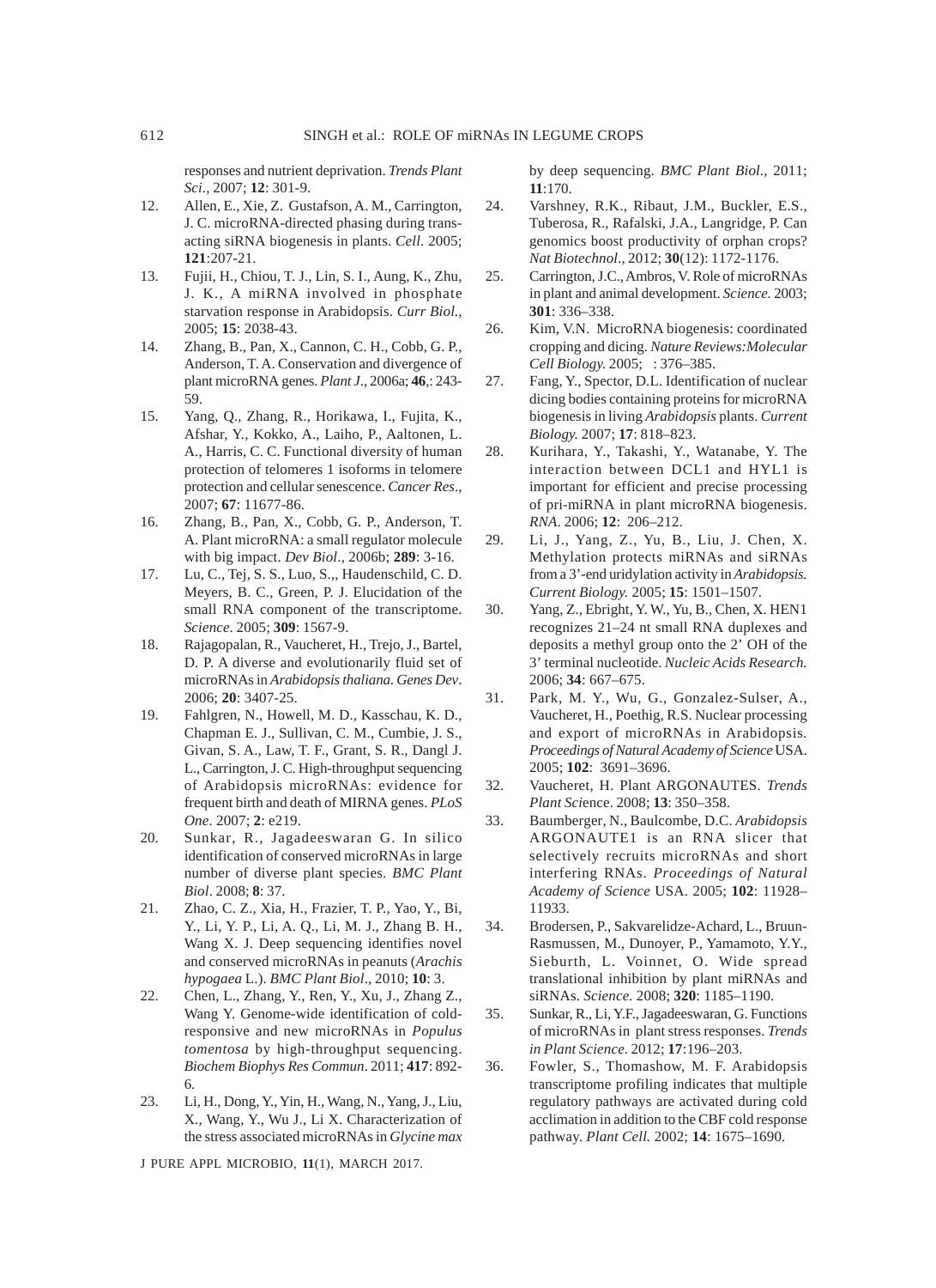responses and nutrient deprivation. *Trends Plant Sci*., 2007; **12**: 301-9.

12. Allen, E., Xie, Z. Gustafson, A. M., Carrington, J. C. microRNA-directed phasing during trans-acting siRNA biogenesis in plants. *Cell*. 2005; **121**:207-21.
13. Fujii, H., Chiou, T. J., Lin, S. I., Aung, K., Zhu, J. K., A miRNA involved in phosphate starvation response in Arabidopsis. *Curr Biol*., 2005; **15**: 2038-43.
14. Zhang, B., Pan, X., Cannon, C. H., Cobb, G. P., Anderson, T. A. Conservation and divergence of plant microRNA genes. *Plant J*., 2006a; **46**,: 243-59.
15. Yang, Q., Zhang, R., Horikawa, I., Fujita, K., Afshar, Y., Kokko, A., Laiho, P., Aaltonen, L. A., Harris, C. C. Functional diversity of human protection of telomeres 1 isoforms in telomere protection and cellular senescence. *Cancer Res*., 2007; **67**: 11677-86.
16. Zhang, B., Pan, X., Cobb, G. P., Anderson, T. A. Plant microRNA: a small regulator molecule with big impact. *Dev Biol*., 2006b; **289**: 3-16.
17. Lu, C., Tej, S. S., Luo, S.,, Haudenschild, C. D. Meyers, B. C., Green, P. J. Elucidation of the small RNA component of the transcriptome. *Science*. 2005; **309**: 1567-9.
18. Rajagopalan, R., Vaucheret, H., Trejo, J., Bartel, D. P. A diverse and evolutionarily fluid set of microRNAs in *Arabidopsis thaliana*. *Genes Dev*. 2006; **20**: 3407-25.
19. Fahlgren, N., Howell, M. D., Kasschau, K. D., Chapman E. J., Sullivan, C. M., Cumbie, J. S., Givan, S. A., Law, T. F., Grant, S. R., Dangl J. L., Carrington, J. C. High-throughput sequencing of Arabidopsis microRNAs: evidence for frequent birth and death of MIRNA genes. *PLoS One*. 2007; **2**: e219.
20. Sunkar, R., Jagadeeswaran G. In silico identification of conserved microRNAs in large number of diverse plant species. *BMC Plant Biol*. 2008; **8**: 37.
21. Zhao, C. Z., Xia, H., Frazier, T. P., Yao, Y., Bi, Y., Li, Y. P., Li, A. Q., Li, M. J., Zhang B. H., Wang X. J. Deep sequencing identifies novel and conserved microRNAs in peanuts (*Arachis hypogaea* L.). *BMC Plant Biol*., 2010; **10**: 3.
22. Chen, L., Zhang, Y., Ren, Y., Xu, J., Zhang Z., Wang Y. Genome-wide identification of cold-responsive and new microRNAs in *Populus tomentosa* by high-throughput sequencing. *Biochem Biophys Res Commun*. 2011; **417**: 892-6.
23. Li, H., Dong, Y., Yin, H., Wang, N., Yang, J., Liu, X., Wang, Y., Wu J., Li X. Characterization of the stress associated microRNAs in *Glycine max* by deep sequencing. *BMC Plant Biol*., 2011; **11**:170.
24. Varshney, R.K., Ribaut, J.M., Buckler, E.S., Tuberosa, R., Rafalski, J.A., Langridge, P. Can genomics boost productivity of orphan crops? *Nat Biotechnol*., 2012; **30**(12): 1172-1176.
25. Carrington, J.C., Ambros, V. Role of microRNAs in plant and animal development. *Science.* 2003; **301**: 336–338.
26. Kim, V.N. MicroRNA biogenesis: coordinated cropping and dicing. *Nature Reviews:Molecular Cell Biology.* 2005; : 376–385.
27. Fang, Y., Spector, D.L. Identification of nuclear dicing bodies containing proteins for microRNA biogenesis in living *Arabidopsis* plants. *Current Biology.* 2007; **17**: 818–823.
28. Kurihara, Y., Takashi, Y., Watanabe, Y. The interaction between DCL1 and HYL1 is important for efficient and precise processing of pri-miRNA in plant microRNA biogenesis. *RNA.* 2006; **12**: 206–212.
29. Li, J., Yang, Z., Yu, B., Liu, J. Chen, X. Methylation protects miRNAs and siRNAs from a 3'-end uridylation activity in *Arabidopsis. Current Biology.* 2005; **15**: 1501–1507.
30. Yang, Z., Ebright, Y. W., Yu, B., Chen, X. HEN1 recognizes 21–24 nt small RNA duplexes and deposits a methyl group onto the 2' OH of the 3' terminal nucleotide. *Nucleic Acids Research.* 2006; **34**: 667–675.
31. Park, M. Y., Wu, G., Gonzalez-Sulser, A., Vaucheret, H., Poethig, R.S. Nuclear processing and export of microRNAs in Arabidopsis. *Proceedings of Natural Academy of Science* USA. 2005; **102**: 3691–3696.
32. Vaucheret, H. Plant ARGONAUTES. *Trends Plant Sci*ence. 2008; **13**: 350–358.
33. Baumberger, N., Baulcombe, D.C. *Arabidopsis* ARGONAUTE1 is an RNA slicer that selectively recruits microRNAs and short interfering RNAs. *Proceedings of Natural Academy of Science* USA. 2005; **102**: 11928–11933.
34. Brodersen, P., Sakvarelidze-Achard, L., Bruun-Rasmussen, M., Dunoyer, P., Yamamoto, Y.Y., Sieburth, L. Voinnet, O. Wide spread translational inhibition by plant miRNAs and siRNAs. *Science.* 2008; **320**: 1185–1190.
35. Sunkar, R., Li, Y.F., Jagadeeswaran, G. Functions of microRNAs in plant stress responses. *Trends in Plant Science.* 2012; **17**:196–203.
36. Fowler, S., Thomashow, M. F. Arabidopsis transcriptome profiling indicates that multiple regulatory pathways are activated during cold acclimation in addition to the CBF cold response pathway. *Plant Cell.* 2002; **14**: 1675–1690.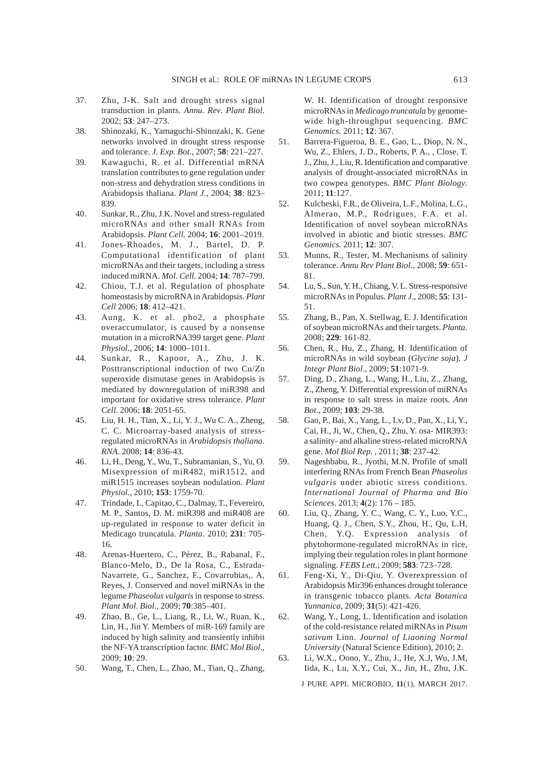37. Zhu, J-K. Salt and drought stress signal transduction in plants. *Annu. Rev. Plant Biol.* 2002; **53**: 247–273.
38. Shinozaki, K., Yamaguchi-Shinozaki, K. Gene networks involved in drought stress response and tolerance. *J. Exp. Bot*., 2007; **58**: 221–227.
39. Kawaguchi, R. et al. Differential mRNA translation contributes to gene regulation under non-stress and dehydration stress conditions in Arabidopsis thaliana. *Plant J*., 2004; **38**: 823–839.
40. Sunkar, R., Zhu, J.K. Novel and stress-regulated microRNAs and other small RNAs from Arabidopsis. *Plant Cell.* 2004; **16**: 2001–2019.
41. Jones-Rhoades, M. J., Bartel, D. P. Computational identification of plant microRNAs and their targets, including a stress induced miRNA. *Mol. Cell.* 2004; **14**: 787–799.
42. Chiou, T.J. et al. Regulation of phosphate homeostasis by microRNA in Arabidopsis. *Plant Cell* 2006; **18**: 412–421.
43. Aung, K. et al. pho2, a phosphate overaccumulator, is caused by a nonsense mutation in a microRNA399 target gene. *Plant Physiol*., 2006; **14**: 1000–1011.
44. Sunkar, R., Kapoor, A., Zhu, J. K. Posttranscriptional induction of two Cu/Zn superoxide dismutase genes in Arabidopsis is mediated by downregulation of miR398 and important for oxidative stress tolerance. *Plant Cell*. 2006; **18**: 2051-65.
45. Liu, H. H., Tian, X., Li, Y. J., Wu C. A., Zheng, C. C. Microarray-based analysis of stress-regulated microRNAs in *Arabidopsis thaliana. RNA*. 2008; **14**: 836-43.
46. Li, H., Deng, Y., Wu, T., Subramanian, S., Yu, O. Misexpression of miR482, miR1512, and miR1515 increases soybean nodulation. *Plant Physiol*., 2010; **153**: 1759-70.
47. Trindade, I., Capitao, C., Dalmay, T., Fevereiro, M. P., Santos, D. M. miR398 and miR408 are up-regulated in response to water deficit in Medicago truncatula. *Planta*. 2010; **231**: 705-16.
48. Arenas-Huertero, C., Pérez, B., Rabanal, F., Blanco-Melo, D., De la Rosa, C., Estrada-Navarrete, G., Sanchez, F., Covarrubias,. A, Reyes, J. Conserved and novel miRNAs in the legume *Phaseolus vulgaris* in response to stress. *Plant Mol. Biol*., 2009; **70**:385–401.
49. Zhao, B., Ge, L., Liang, R., Li, W., Ruan, K., Lin, H., Jin Y. Members of miR-169 family are induced by high salinity and transiently inhibit the NF-YA transcription factor. *BMC Mol Biol*., 2009; **10**: 29.
50. Wang, T., Chen, L., Zhao, M., Tian, Q., Zhang, W. H. Identification of drought responsive microRNAs in *Medicago truncatula* by genome-wide high-throughput sequencing. *BMC Genomics*. 2011; **12**: 367.
51. Barrera-Figueroa, B. E., Gao, L., Diop, N. N., Wu, Z., Ehlers, J. D., Roberts, P. A., , Close, T. J., Zhu, J., Liu, R. Identification and comparative analysis of drought-associated microRNAs in two cowpea genotypes. *BMC Plant Biology*. 2011; **11**:127.
52. Kulcheski, F.R., de Oliveira, L.F., Molina, L.G., Almerao, M.P., Rodrigues, F.A. et al. Identification of novel soybean microRNAs involved in abiotic and biotic stresses. *BMC Genomics.* 2011; **12**: 307.
53. Munns, R., Tester, M. Mechanisms of salinity tolerance. *Annu Rev Plant Biol*., 2008; **59**: 651-81.
54. Lu, S., Sun, Y. H., Chiang, V. L. Stress-responsive microRNAs in Populus. *Plant J*., 2008; **55**: 131-51.
55. Zhang, B., Pan, X. Stellwag, E. J. Identification of soybean microRNAs and their targets. *Planta.* 2008; **229**: 161-82.
56. Chen, R., Hu, Z., Zhang, H. Identification of microRNAs in wild soybean (*Glycine soja*). *J Integr Plant Biol*., 2009; **51**:1071-9.
57. Ding, D., Zhang, L., Wang, H., Liu, Z., Zhang, Z., Zheng, Y. Differential expression of miRNAs in response to salt stress in maize roots. *Ann Bot*., 2009; **103**: 29-38.
58. Gao, P., Bai, X., Yang, L., Lv, D., Pan, X., Li, Y., Cai, H., Ji, W., Chen, Q., Zhu, Y. osa- MIR393: a salinity- and alkaline stress-related microRNA gene. *Mol Biol Rep.* , 2011; **38**: 237-42.
59. Nageshbabu, R., Jyothi, M.N. Profile of small interfering RNAs from French Bean *Phaseolus vulgaris* under abiotic stress conditions. *International Journal of Pharma and Bio Sciences*. 2013; **4**(2): 176 – 185.
60. Liu, Q., Zhang, Y. C., Wang, C. Y., Luo, Y.C., Huang, Q. J., Chen, S.Y., Zhou, H., Qu, L.H, Chen, Y.Q. Expression analysis of phytohormone-regulated microRNAs in rice, implying their regulation roles in plant hormone signaling. *FEBS Lett*.; 2009; **583**: 723–728.
61. Feng-Xi, Y., Di-Qiu, Y. Overexpression of Arabidopsis Mir396 enhances drought tolerance in transgenic tobacco plants. *Acta Botanica Yunnanica*, 2009; **31**(5): 421-426.
62. Wang, Y., Long, L. Identification and isolation of the cold-resistance related miRNAs in *Pisum sativum* Linn. *Journal of Liaoning Normal University* (Natural Science Edition), 2010; 2.
63. Li, W.X., Oono, Y., Zhu, J., He, X.J, Wu, J.M, Iida, K., Lu, X.Y., Cui, X., Jin, H., Zhu, J.K.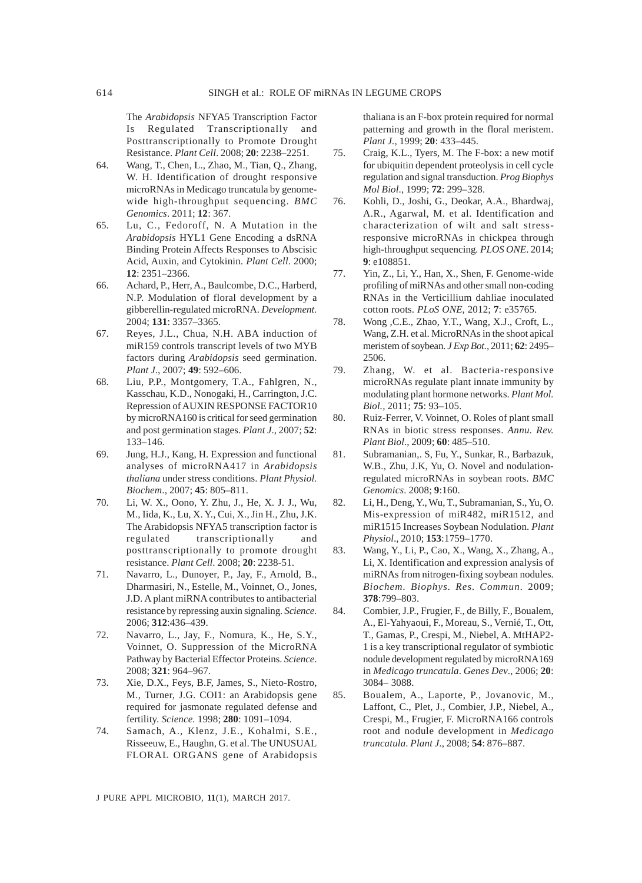The *Arabidopsis* NFYA5 Transcription Factor Is Regulated Transcriptionally and Posttranscriptionally to Promote Drought Resistance. *Plant Cell*. 2008; **20**: 2238–2251.

64. Wang, T., Chen, L., Zhao, M., Tian, Q., Zhang, W. H. Identification of drought responsive microRNAs in Medicago truncatula by genome-wide high-throughput sequencing. *BMC Genomics*. 2011; **12**: 367.
65. Lu, C., Fedoroff, N. A Mutation in the *Arabidopsis* HYL1 Gene Encoding a dsRNA Binding Protein Affects Responses to Abscisic Acid, Auxin, and Cytokinin. *Plant Cell*. 2000; **12**: 2351–2366.
66. Achard, P., Herr, A., Baulcombe, D.C., Harberd, N.P. Modulation of floral development by a gibberellin-regulated microRNA. *Development.* 2004; **131**: 3357–3365.
67. Reyes, J.L., Chua, N.H. ABA induction of miR159 controls transcript levels of two MYB factors during *Arabidopsis* seed germination. *Plant J*., 2007; **49**: 592–606.
68. Liu, P.P., Montgomery, T.A., Fahlgren, N., Kasschau, K.D., Nonogaki, H., Carrington, J.C. Repression of AUXIN RESPONSE FACTOR10 by microRNA160 is critical for seed germination and post germination stages. *Plant J*., 2007; **52**: 133–146.
69. Jung, H.J., Kang, H. Expression and functional analyses of microRNA417 in *Arabidopsis thaliana* under stress conditions. *Plant Physiol. Biochem*., 2007; **45**: 805–811.
70. Li, W. X., Oono, Y. Zhu, J., He, X. J. J., Wu, M., Iida, K., Lu, X. Y., Cui, X., Jin H., Zhu, J.K. The Arabidopsis NFYA5 transcription factor is regulated transcriptionally and posttranscriptionally to promote drought resistance. *Plant Cell*. 2008; **20**: 2238-51.
71. Navarro, L., Dunoyer, P., Jay, F., Arnold, B., Dharmasiri, N., Estelle, M., Voinnet, O., Jones, J.D. A plant miRNA contributes to antibacterial resistance by repressing auxin signaling. *Science.* 2006; **312**:436–439.
72. Navarro, L., Jay, F., Nomura, K., He, S.Y., Voinnet, O. Suppression of the MicroRNA Pathway by Bacterial Effector Proteins. *Science.* 2008; **321**: 964–967.
73. Xie, D.X., Feys, B.F, James, S., Nieto-Rostro, M., Turner, J.G. COI1: an Arabidopsis gene required for jasmonate regulated defense and fertility. *Science.* 1998; **280**: 1091–1094.
74. Samach, A., Klenz, J.E., Kohalmi, S.E., Risseeuw, E., Haughn, G. et al. The UNUSUAL FLORAL ORGANS gene of Arabidopsis thaliana is an F-box protein required for normal patterning and growth in the floral meristem. *Plant J.*, 1999; **20**: 433–445.
75. Craig, K.L., Tyers, M. The F-box: a new motif for ubiquitin dependent proteolysis in cell cycle regulation and signal transduction. *Prog Biophys Mol Biol*., 1999; **72**: 299–328.
76. Kohli, D., Joshi, G., Deokar, A.A., Bhardwaj, A.R., Agarwal, M. et al. Identification and characterization of wilt and salt stress-responsive microRNAs in chickpea through high-throughput sequencing. *PLOS ONE*. 2014; **9**: e108851.
77. Yin, Z., Li, Y., Han, X., Shen, F. Genome-wide profiling of miRNAs and other small non-coding RNAs in the Verticillium dahliae inoculated cotton roots. *PLoS ONE*, 2012; **7**: e35765.
78. Wong ,C.E., Zhao, Y.T., Wang, X.J., Croft, L., Wang, Z.H. et al. MicroRNAs in the shoot apical meristem of soybean. *J Exp Bot.*, 2011; **62**: 2495–2506.
79. Zhang, W. et al. Bacteria-responsive microRNAs regulate plant innate immunity by modulating plant hormone networks. *Plant Mol. Biol.*, 2011; **75**: 93–105.
80. Ruiz-Ferrer, V. Voinnet, O. Roles of plant small RNAs in biotic stress responses. *Annu. Rev. Plant Biol*., 2009; **60**: 485–510.
81. Subramanian,. S, Fu, Y., Sunkar, R., Barbazuk, W.B., Zhu, J.K, Yu, O. Novel and nodulation-regulated microRNAs in soybean roots. *BMC Genomics*. 2008; **9**:160.
82. Li, H., Deng, Y., Wu, T., Subramanian, S., Yu, O. Mis-expression of miR482, miR1512, and miR1515 Increases Soybean Nodulation. *Plant Physiol*., 2010; **153**:1759–1770.
83. Wang, Y., Li, P., Cao, X., Wang, X., Zhang, A., Li, X. Identification and expression analysis of miRNAs from nitrogen-fixing soybean nodules. *Biochem. Biophys. Res. Commun*. 2009; **378**:799–803.
84. Combier, J.P., Frugier, F., de Billy, F., Boualem, A., El-Yahyaoui, F., Moreau, S., Vernié, T., Ott, T., Gamas, P., Crespi, M., Niebel, A. MtHAP2-1 is a key transcriptional regulator of symbiotic nodule development regulated by microRNA169 in *Medicago truncatula*. *Genes Dev*., 2006; **20**: 3084– 3088.
85. Boualem, A., Laporte, P., Jovanovic, M., Laffont, C., Plet, J., Combier, J.P., Niebel, A., Crespi, M., Frugier, F. MicroRNA166 controls root and nodule development in *Medicago truncatula*. *Plant J*., 2008; **54**: 876–887.